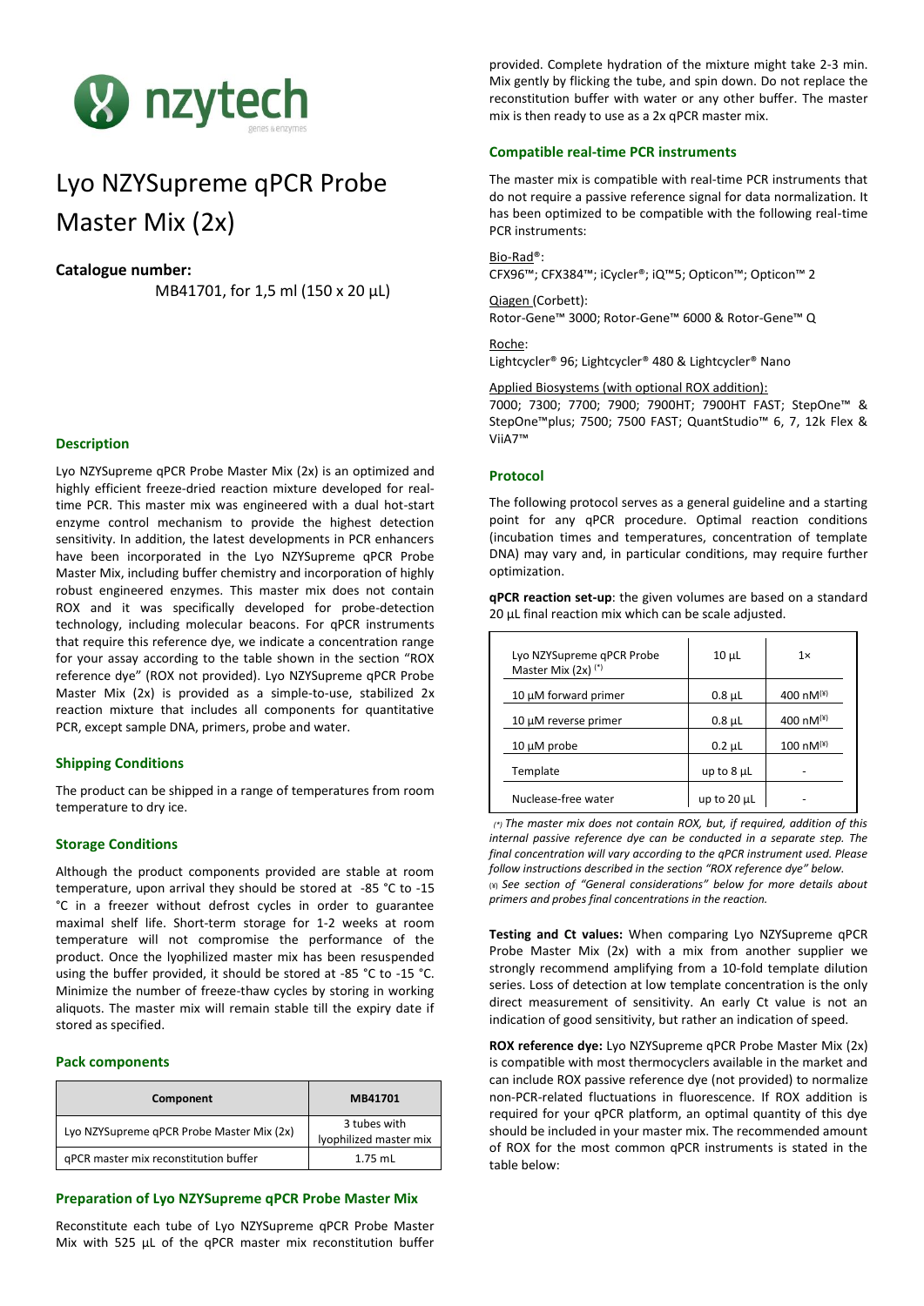# Lyo NZYSupreme qPCR Probe Master Mix (2x)

**Catalogue number:**

MB41701, for 1,5 ml (150 x 20 µL)

## Description

Lyo NZYSupreme qPCR Probe Master Mix (2x) is an optimized and highly efficient freeze-dried reaction mixture developed for real-time PCR. This master mix was engineered with a dual hot-start enzyme control mechanism to provide the highest detection sensitivity. In addition, the latest developments in PCR enhancers have been incorporated in the Lyo NZYSupreme qPCR Probe Master Mix, including buffer chemistry and incorporation of highly robust engineered enzymes. This master mix does not contain ROX and it was specifically developed for probe-detection technology, including molecular beacons. For qPCR instruments that require this reference dye, we indicate a concentration range for your assay according to the table shown in the section "ROX reference dye" (ROX not provided). Lyo NZYSupreme qPCR Probe Master Mix (2x) is provided as a simple-to-use, stabilized 2x reaction mixture that includes all components for quantitative PCR, except sample DNA, primers, probe and water.

## Shipping Conditions

The product can be shipped in a range of temperatures from room temperature to dry ice.

## Storage Conditions

Although the product components provided are stable at room temperature, upon arrival they should be stored at -85 °C to -15 °C in a freezer without defrost cycles in order to guarantee maximal shelf life. Short-term storage for 1-2 weeks at room temperature will not compromise the performance of the product. Once the lyophilized master mix has been resuspended using the buffer provided, it should be stored at -85 °C to -15 °C. Minimize the number of freeze-thaw cycles by storing in working aliquots. The master mix will remain stable till the expiry date if stored as specified.

## Pack components

| Component | MB41701 |
|---|---|
| Lyo NZYSupreme qPCR Probe Master Mix (2x) | 3 tubes with lyophilized master mix |
| qPCR master mix reconstitution buffer | 1.75 mL |

## Preparation of Lyo NZYSupreme qPCR Probe Master Mix

Reconstitute each tube of Lyo NZYSupreme qPCR Probe Master Mix with 525 µL of the qPCR master mix reconstitution buffer provided. Complete hydration of the mixture might take 2-3 min. Mix gently by flicking the tube, and spin down. Do not replace the reconstitution buffer with water or any other buffer. The master mix is then ready to use as a 2x qPCR master mix.

## Compatible real-time PCR instruments

The master mix is compatible with real-time PCR instruments that do not require a passive reference signal for data normalization. It has been optimized to be compatible with the following real-time PCR instruments:

Bio-Rad®:
CFX96™; CFX384™; iCycler®; iQ™5; Opticon™; Opticon™ 2

Qiagen (Corbett):
Rotor-Gene™ 3000; Rotor-Gene™ 6000 & Rotor-Gene™ Q

Roche:
Lightcycler® 96; Lightcycler® 480 & Lightcycler® Nano

Applied Biosystems (with optional ROX addition):
7000; 7300; 7700; 7900; 7900HT; 7900HT FAST; StepOne™ & StepOne™plus; 7500; 7500 FAST; QuantStudio™ 6, 7, 12k Flex & ViiA7™

## Protocol

The following protocol serves as a general guideline and a starting point for any qPCR procedure. Optimal reaction conditions (incubation times and temperatures, concentration of template DNA) may vary and, in particular conditions, may require further optimization.

**qPCR reaction set-up**: the given volumes are based on a standard 20 µL final reaction mix which can be scale adjusted.

| | | |
|---|---|---|
| Lyo NZYSupreme qPCR Probe Master Mix (2x) (*) | 10 µL | 1× |
| 10 µM forward primer | 0.8 µL | 400 nM(¥) |
| 10 µM reverse primer | 0.8 µL | 400 nM(¥) |
| 10 µM probe | 0.2 µL | 100 nM(¥) |
| Template | up to 8 µL | - |
| Nuclease-free water | up to 20 µL | - |

*(\*) The master mix does not contain ROX, but, if required, addition of this internal passive reference dye can be conducted in a separate step. The final concentration will vary according to the qPCR instrument used. Please follow instructions described in the section "ROX reference dye" below.*
*(¥) See section of "General considerations" below for more details about primers and probes final concentrations in the reaction.*

**Testing and Ct values:** When comparing Lyo NZYSupreme qPCR Probe Master Mix (2x) with a mix from another supplier we strongly recommend amplifying from a 10-fold template dilution series. Loss of detection at low template concentration is the only direct measurement of sensitivity. An early Ct value is not an indication of good sensitivity, but rather an indication of speed.

**ROX reference dye:** Lyo NZYSupreme qPCR Probe Master Mix (2x) is compatible with most thermocyclers available in the market and can include ROX passive reference dye (not provided) to normalize non-PCR-related fluctuations in fluorescence. If ROX addition is required for your qPCR platform, an optimal quantity of this dye should be included in your master mix. The recommended amount of ROX for the most common qPCR instruments is stated in the table below: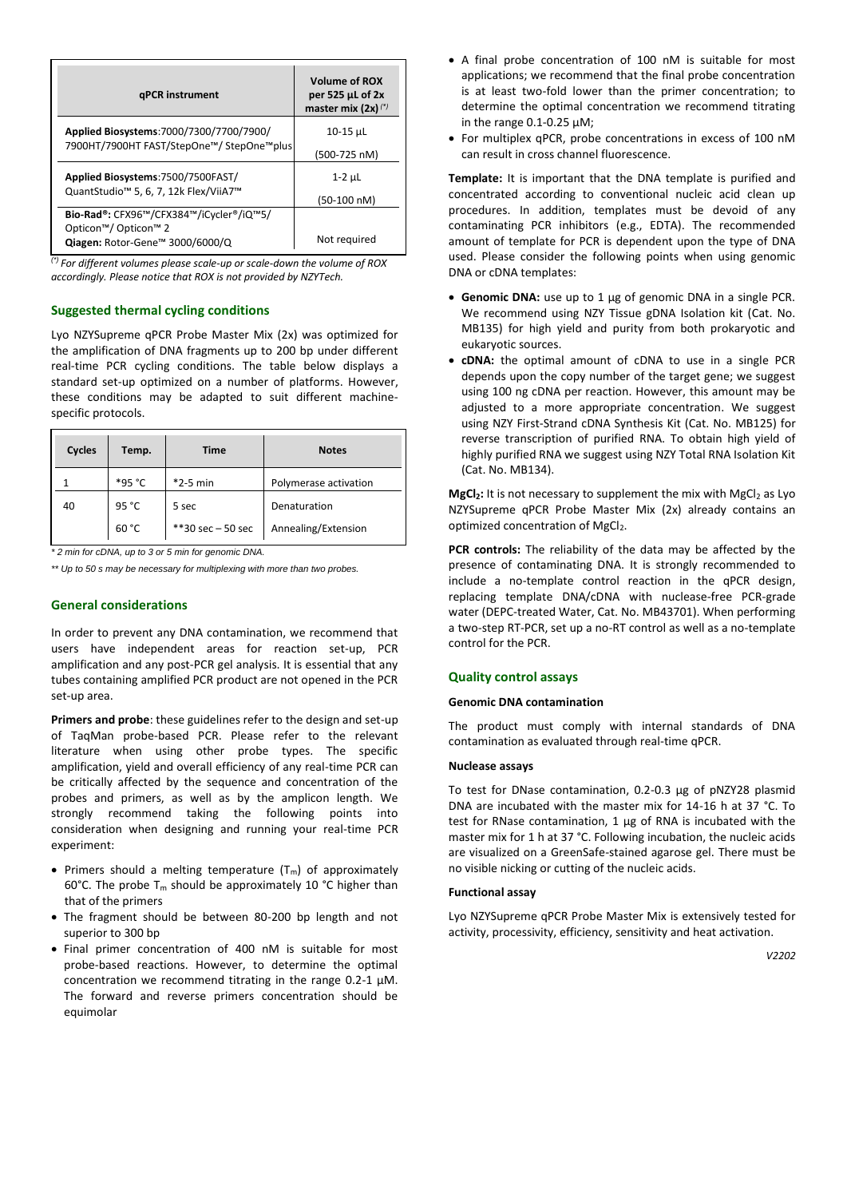| qPCR instrument | Volume of ROX per 525 µL of 2x master mix (2x) (*) |
| --- | --- |
| **Applied Biosystems**:7000/7300/7700/7900/ 7900HT/7900HT FAST/StepOne™/ StepOne™plus | 10-15 µL (500-725 nM) |
| **Applied Biosystems**:7500/7500FAST/ QuantStudio™ 5, 6, 7, 12k Flex/ViiA7™ | 1-2 µL (50-100 nM) |
| **Bio-Rad®:** CFX96™/CFX384™/iCycler®/iQ™5/ Opticon™/ Opticon™ 2 **Qiagen:** Rotor-Gene™ 3000/6000/Q | Not required |

*(*) For different volumes please scale-up or scale-down the volume of ROX accordingly. Please notice that ROX is not provided by NZYTech.*

## Suggested thermal cycling conditions

Lyo NZYSupreme qPCR Probe Master Mix (2x) was optimized for the amplification of DNA fragments up to 200 bp under different real-time PCR cycling conditions. The table below displays a standard set-up optimized on a number of platforms. However, these conditions may be adapted to suit different machine-specific protocols.

| Cycles | Temp. | Time | Notes |
| --- | --- | --- | --- |
| 1 | *95 °C | *2-5 min | Polymerase activation |
| 40 | 95 °C | 5 sec | Denaturation |
| | 60 °C | **30 sec – 50 sec | Annealing/Extension |

*\* 2 min for cDNA, up to 3 or 5 min for genomic DNA.*

*\*\* Up to 50 s may be necessary for multiplexing with more than two probes.*

## General considerations

In order to prevent any DNA contamination, we recommend that users have independent areas for reaction set-up, PCR amplification and any post-PCR gel analysis. It is essential that any tubes containing amplified PCR product are not opened in the PCR set-up area.

**Primers and probe**: these guidelines refer to the design and set-up of TaqMan probe-based PCR. Please refer to the relevant literature when using other probe types. The specific amplification, yield and overall efficiency of any real-time PCR can be critically affected by the sequence and concentration of the probes and primers, as well as by the amplicon length. We strongly recommend taking the following points into consideration when designing and running your real-time PCR experiment:

- Primers should a melting temperature ($T_m$) of approximately 60°C. The probe $T_m$ should be approximately 10 °C higher than that of the primers
- The fragment should be between 80-200 bp length and not superior to 300 bp
- Final primer concentration of 400 nM is suitable for most probe-based reactions. However, to determine the optimal concentration we recommend titrating in the range 0.2-1 µM. The forward and reverse primers concentration should be equimolar
- A final probe concentration of 100 nM is suitable for most applications; we recommend that the final probe concentration is at least two-fold lower than the primer concentration; to determine the optimal concentration we recommend titrating in the range 0.1-0.25 µM;
- For multiplex qPCR, probe concentrations in excess of 100 nM can result in cross channel fluorescence.

**Template:** It is important that the DNA template is purified and concentrated according to conventional nucleic acid clean up procedures. In addition, templates must be devoid of any contaminating PCR inhibitors (e.g., EDTA). The recommended amount of template for PCR is dependent upon the type of DNA used. Please consider the following points when using genomic DNA or cDNA templates:

- **Genomic DNA:** use up to 1 µg of genomic DNA in a single PCR. We recommend using NZY Tissue gDNA Isolation kit (Cat. No. MB135) for high yield and purity from both prokaryotic and eukaryotic sources.
- **cDNA:** the optimal amount of cDNA to use in a single PCR depends upon the copy number of the target gene; we suggest using 100 ng cDNA per reaction. However, this amount may be adjusted to a more appropriate concentration. We suggest using NZY First-Strand cDNA Synthesis Kit (Cat. No. MB125) for reverse transcription of purified RNA. To obtain high yield of highly purified RNA we suggest using NZY Total RNA Isolation Kit (Cat. No. MB134).

**$MgCl_2$:** It is not necessary to supplement the mix with $MgCl_2$ as Lyo NZYSupreme qPCR Probe Master Mix (2x) already contains an optimized concentration of $MgCl_2$.

**PCR controls:** The reliability of the data may be affected by the presence of contaminating DNA. It is strongly recommended to include a no-template control reaction in the qPCR design, replacing template DNA/cDNA with nuclease-free PCR-grade water (DEPC-treated Water, Cat. No. MB43701). When performing a two-step RT-PCR, set up a no-RT control as well as a no-template control for the PCR.

## Quality control assays

### Genomic DNA contamination

The product must comply with internal standards of DNA contamination as evaluated through real-time qPCR.

### Nuclease assays

To test for DNase contamination, 0.2-0.3 µg of pNZY28 plasmid DNA are incubated with the master mix for 14-16 h at 37 °C. To test for RNase contamination, 1 µg of RNA is incubated with the master mix for 1 h at 37 °C. Following incubation, the nucleic acids are visualized on a GreenSafe-stained agarose gel. There must be no visible nicking or cutting of the nucleic acids.

### Functional assay

Lyo NZYSupreme qPCR Probe Master Mix is extensively tested for activity, processivity, efficiency, sensitivity and heat activation.

*V2202*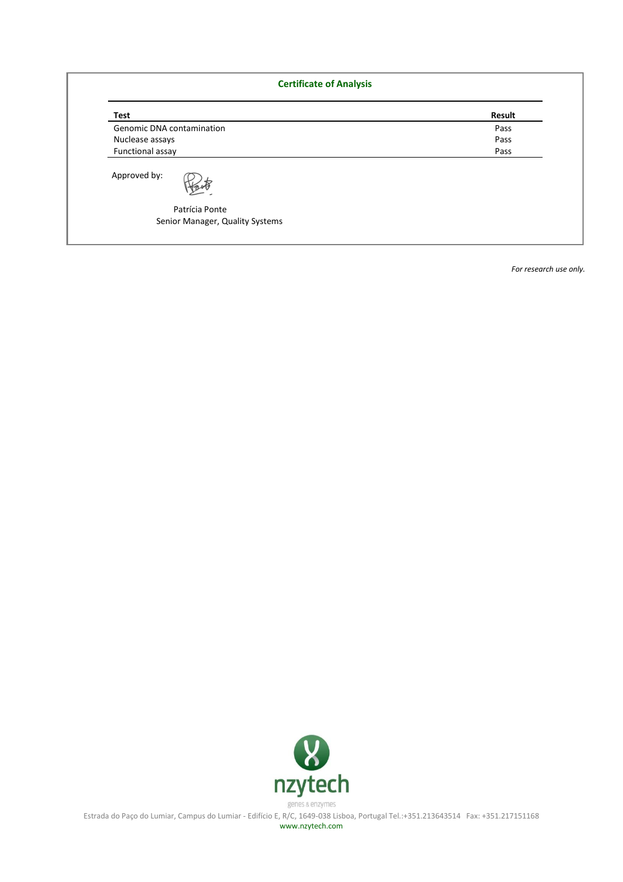## Certificate of Analysis

| Test | Result |
|---|---|
| Genomic DNA contamination | Pass |
| Nuclease assays | Pass |
| Functional assay | Pass |

Approved by:

Patrícia Ponte
Senior Manager, Quality Systems

*For research use only.*

nzytech
genes & enzymes

Estrada do Paço do Lumiar, Campus do Lumiar - Edifício E, R/C, 1649-038 Lisboa, Portugal Tel.:+351.213643514 Fax: +351.217151168
www.nzytech.com